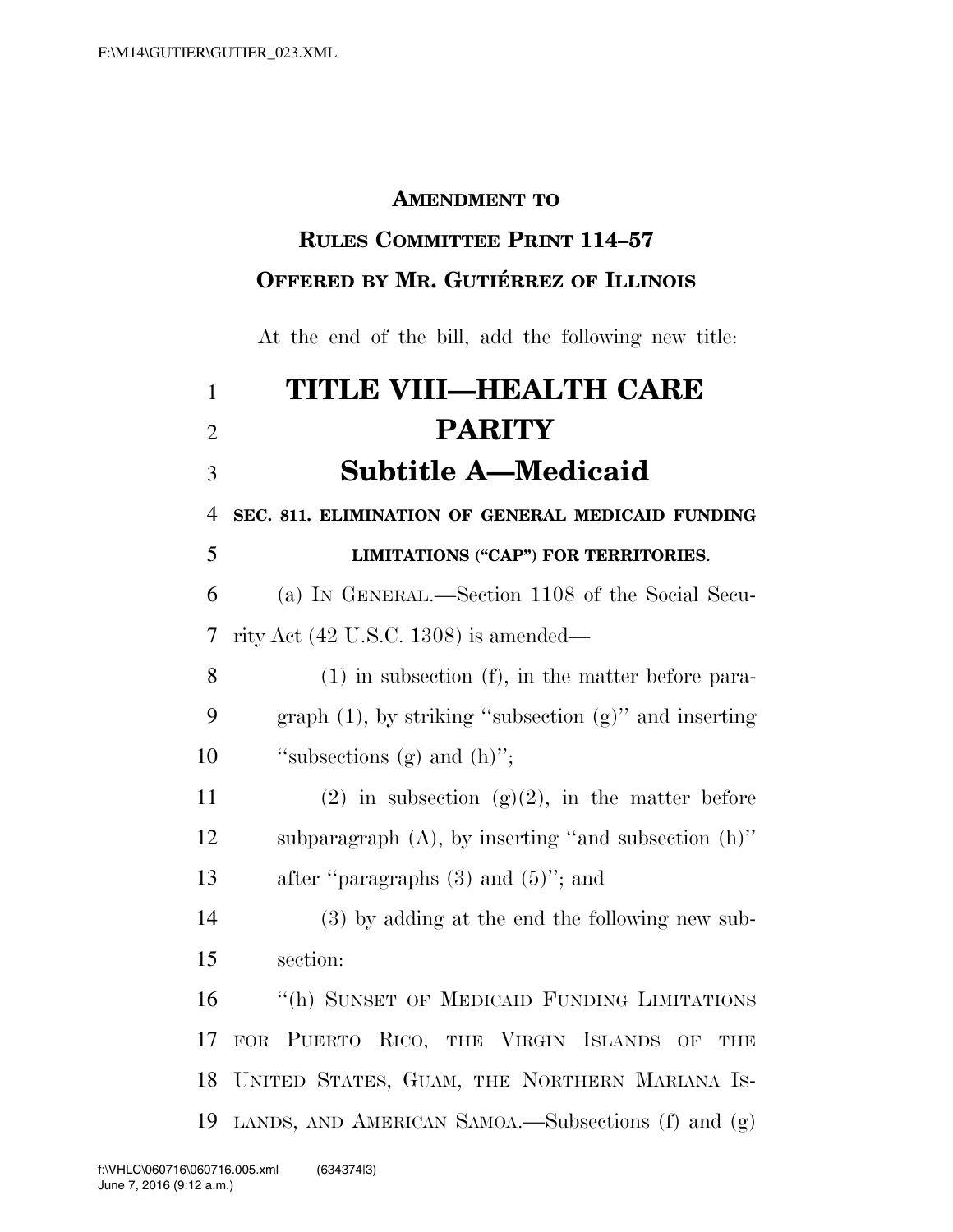**AMENDMENT TO**

**RULES COMMITTEE PRINT 114–57**

**OFFERED BY MR. GUTIÉRREZ OF ILLINOIS**

At the end of the bill, add the following new title:

# TITLE VIII—HEALTH CARE PARITY

## Subtitle A—Medicaid

**SEC. 811. ELIMINATION OF GENERAL MEDICAID FUNDING LIMITATIONS ("CAP") FOR TERRITORIES.**

(a) IN GENERAL.—Section 1108 of the Social Security Act (42 U.S.C. 1308) is amended—

(1) in subsection (f), in the matter before paragraph (1), by striking "subsection (g)" and inserting "subsections (g) and (h)";

(2) in subsection (g)(2), in the matter before subparagraph (A), by inserting "and subsection (h)" after "paragraphs (3) and (5)"; and

(3) by adding at the end the following new subsection:

"(h) SUNSET OF MEDICAID FUNDING LIMITATIONS FOR PUERTO RICO, THE VIRGIN ISLANDS OF THE UNITED STATES, GUAM, THE NORTHERN MARIANA ISLANDS, AND AMERICAN SAMOA.—Subsections (f) and (g)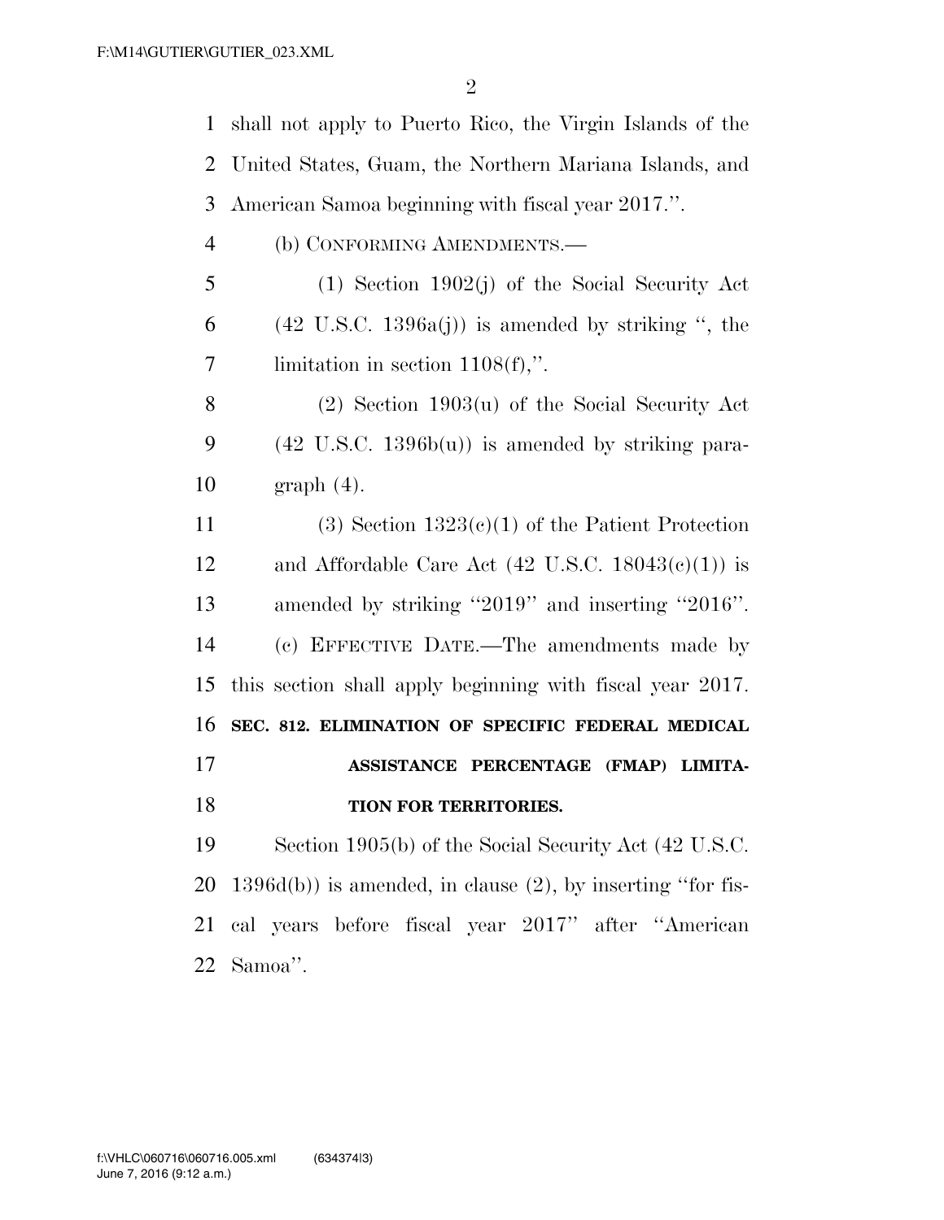shall not apply to Puerto Rico, the Virgin Islands of the United States, Guam, the Northern Mariana Islands, and American Samoa beginning with fiscal year 2017.''.

(b) CONFORMING AMENDMENTS.—

(1) Section 1902(j) of the Social Security Act (42 U.S.C. 1396a(j)) is amended by striking '', the limitation in section 1108(f),''.

(2) Section 1903(u) of the Social Security Act (42 U.S.C. 1396b(u)) is amended by striking paragraph (4).

(3) Section 1323(c)(1) of the Patient Protection and Affordable Care Act (42 U.S.C. 18043(c)(1)) is amended by striking ''2019'' and inserting ''2016''.

(c) EFFECTIVE DATE.—The amendments made by this section shall apply beginning with fiscal year 2017.

**SEC. 812. ELIMINATION OF SPECIFIC FEDERAL MEDICAL ASSISTANCE PERCENTAGE (FMAP) LIMITATION FOR TERRITORIES.**

Section 1905(b) of the Social Security Act (42 U.S.C. 1396d(b)) is amended, in clause (2), by inserting ''for fiscal years before fiscal year 2017'' after ''American Samoa''.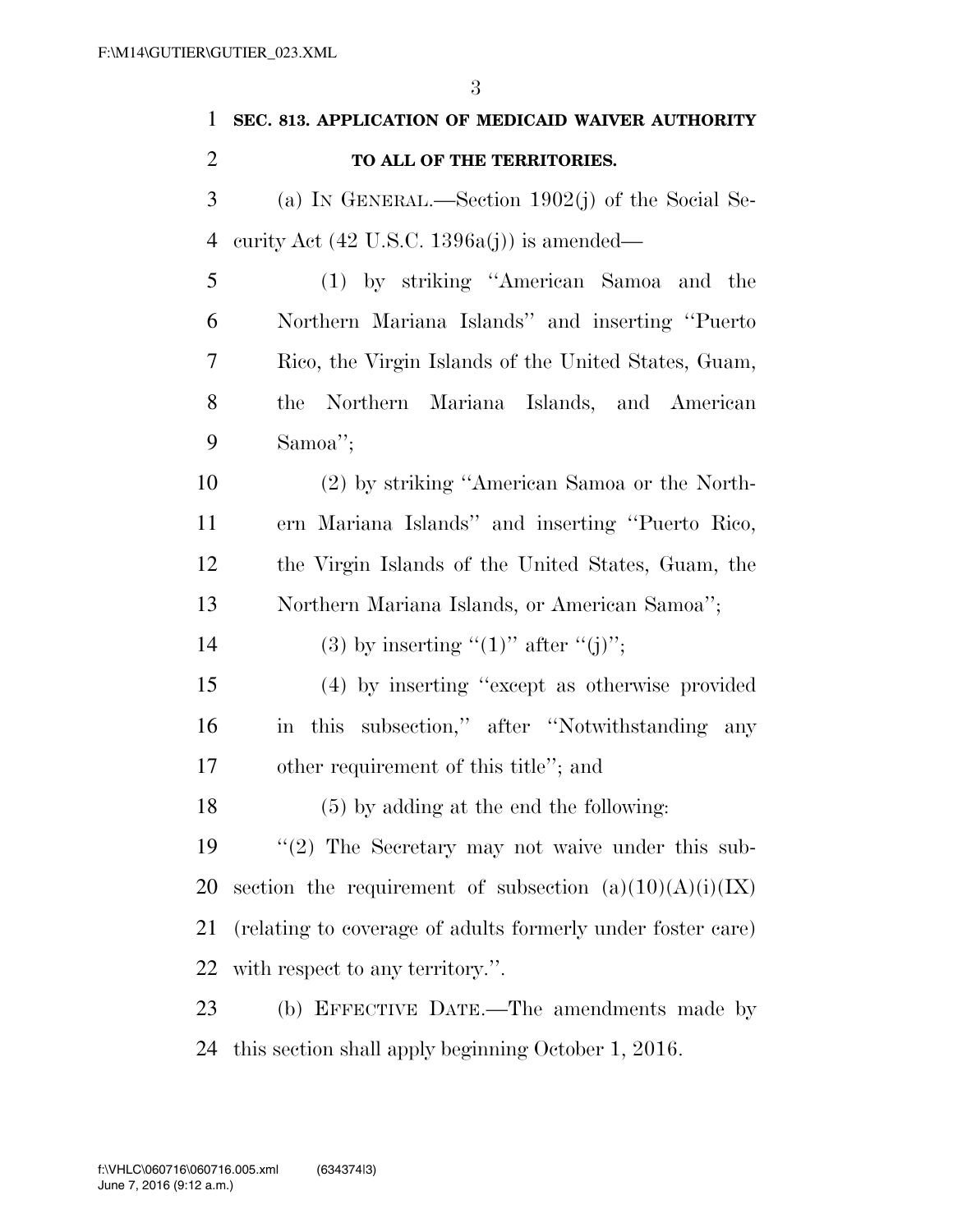**SEC. 813. APPLICATION OF MEDICAID WAIVER AUTHORITY TO ALL OF THE TERRITORIES.**

(a) IN GENERAL.—Section 1902(j) of the Social Security Act (42 U.S.C. 1396a(j)) is amended—

(1) by striking "American Samoa and the Northern Mariana Islands" and inserting "Puerto Rico, the Virgin Islands of the United States, Guam, the Northern Mariana Islands, and American Samoa";

(2) by striking "American Samoa or the Northern Mariana Islands" and inserting "Puerto Rico, the Virgin Islands of the United States, Guam, the Northern Mariana Islands, or American Samoa";

(3) by inserting "(1)" after "(j)";

(4) by inserting "except as otherwise provided in this subsection," after "Notwithstanding any other requirement of this title"; and

(5) by adding at the end the following:

"(2) The Secretary may not waive under this subsection the requirement of subsection (a)(10)(A)(i)(IX) (relating to coverage of adults formerly under foster care) with respect to any territory.".

(b) EFFECTIVE DATE.—The amendments made by this section shall apply beginning October 1, 2016.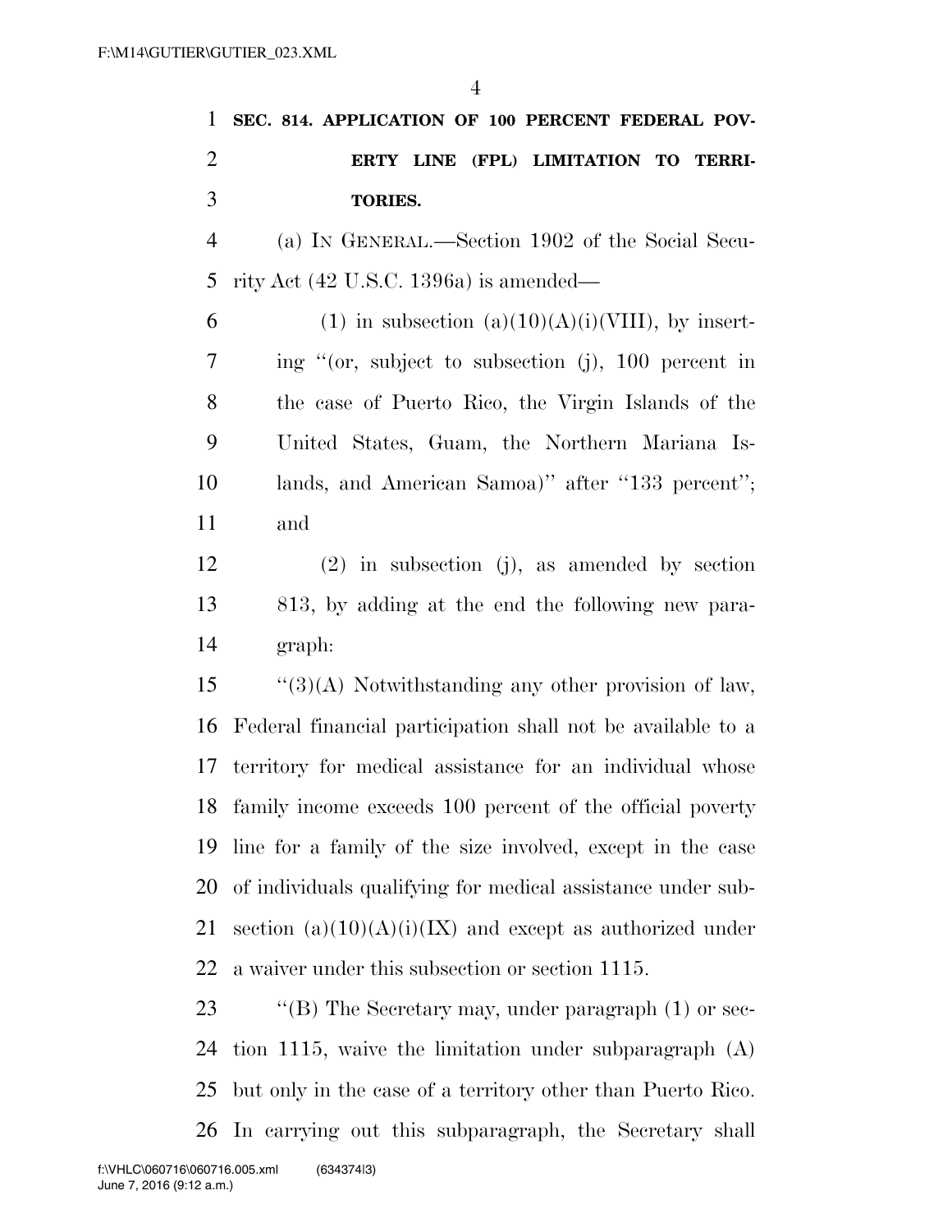**SEC. 814. APPLICATION OF 100 PERCENT FEDERAL POVERTY LINE (FPL) LIMITATION TO TERRITORIES.**

(a) IN GENERAL.—Section 1902 of the Social Security Act (42 U.S.C. 1396a) is amended—

(1) in subsection (a)(10)(A)(i)(VIII), by inserting "(or, subject to subsection (j), 100 percent in the case of Puerto Rico, the Virgin Islands of the United States, Guam, the Northern Mariana Islands, and American Samoa)" after "133 percent"; and

(2) in subsection (j), as amended by section 813, by adding at the end the following new paragraph:

"(3)(A) Notwithstanding any other provision of law, Federal financial participation shall not be available to a territory for medical assistance for an individual whose family income exceeds 100 percent of the official poverty line for a family of the size involved, except in the case of individuals qualifying for medical assistance under subsection (a)(10)(A)(i)(IX) and except as authorized under a waiver under this subsection or section 1115.

"(B) The Secretary may, under paragraph (1) or section 1115, waive the limitation under subparagraph (A) but only in the case of a territory other than Puerto Rico. In carrying out this subparagraph, the Secretary shall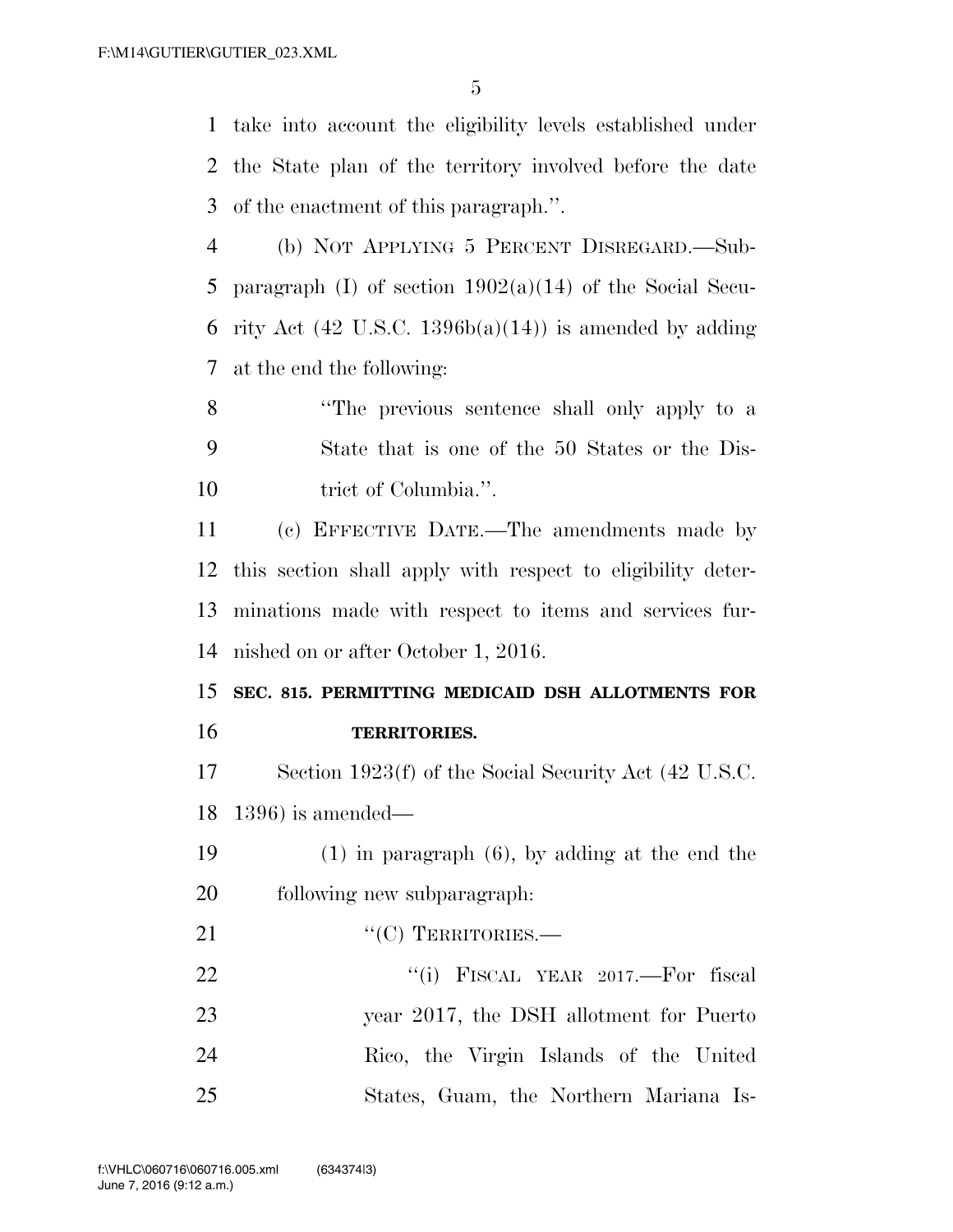take into account the eligibility levels established under the State plan of the territory involved before the date of the enactment of this paragraph.''.

(b) NOT APPLYING 5 PERCENT DISREGARD.—Subparagraph (I) of section 1902(a)(14) of the Social Security Act (42 U.S.C. 1396b(a)(14)) is amended by adding at the end the following:

> ''The previous sentence shall only apply to a State that is one of the 50 States or the District of Columbia.''.

(c) EFFECTIVE DATE.—The amendments made by this section shall apply with respect to eligibility determinations made with respect to items and services furnished on or after October 1, 2016.

**SEC. 815. PERMITTING MEDICAID DSH ALLOTMENTS FOR TERRITORIES.**

Section 1923(f) of the Social Security Act (42 U.S.C. 1396) is amended—

(1) in paragraph (6), by adding at the end the following new subparagraph:

''(C) TERRITORIES.—

''(i) FISCAL YEAR 2017.—For fiscal year 2017, the DSH allotment for Puerto Rico, the Virgin Islands of the United States, Guam, the Northern Mariana Is-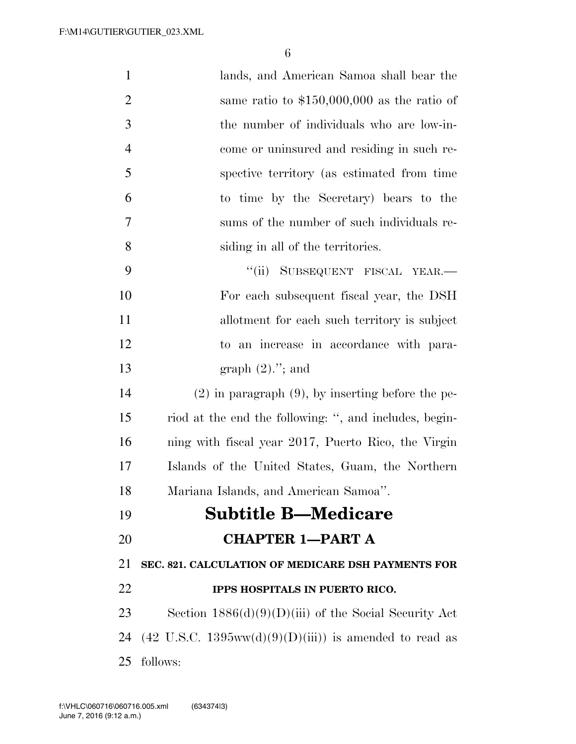lands, and American Samoa shall bear the same ratio to $150,000,000 as the ratio of the number of individuals who are low-income or uninsured and residing in such respective territory (as estimated from time to time by the Secretary) bears to the sums of the number of such individuals residing in all of the territories.

"(ii) SUBSEQUENT FISCAL YEAR.—For each subsequent fiscal year, the DSH allotment for each such territory is subject to an increase in accordance with paragraph (2)."; and

(2) in paragraph (9), by inserting before the period at the end the following: ", and includes, beginning with fiscal year 2017, Puerto Rico, the Virgin Islands of the United States, Guam, the Northern Mariana Islands, and American Samoa".

# Subtitle B—Medicare

## CHAPTER 1—PART A

### SEC. 821. CALCULATION OF MEDICARE DSH PAYMENTS FOR IPPS HOSPITALS IN PUERTO RICO.

Section 1886(d)(9)(D)(iii) of the Social Security Act (42 U.S.C. 1395ww(d)(9)(D)(iii)) is amended to read as follows: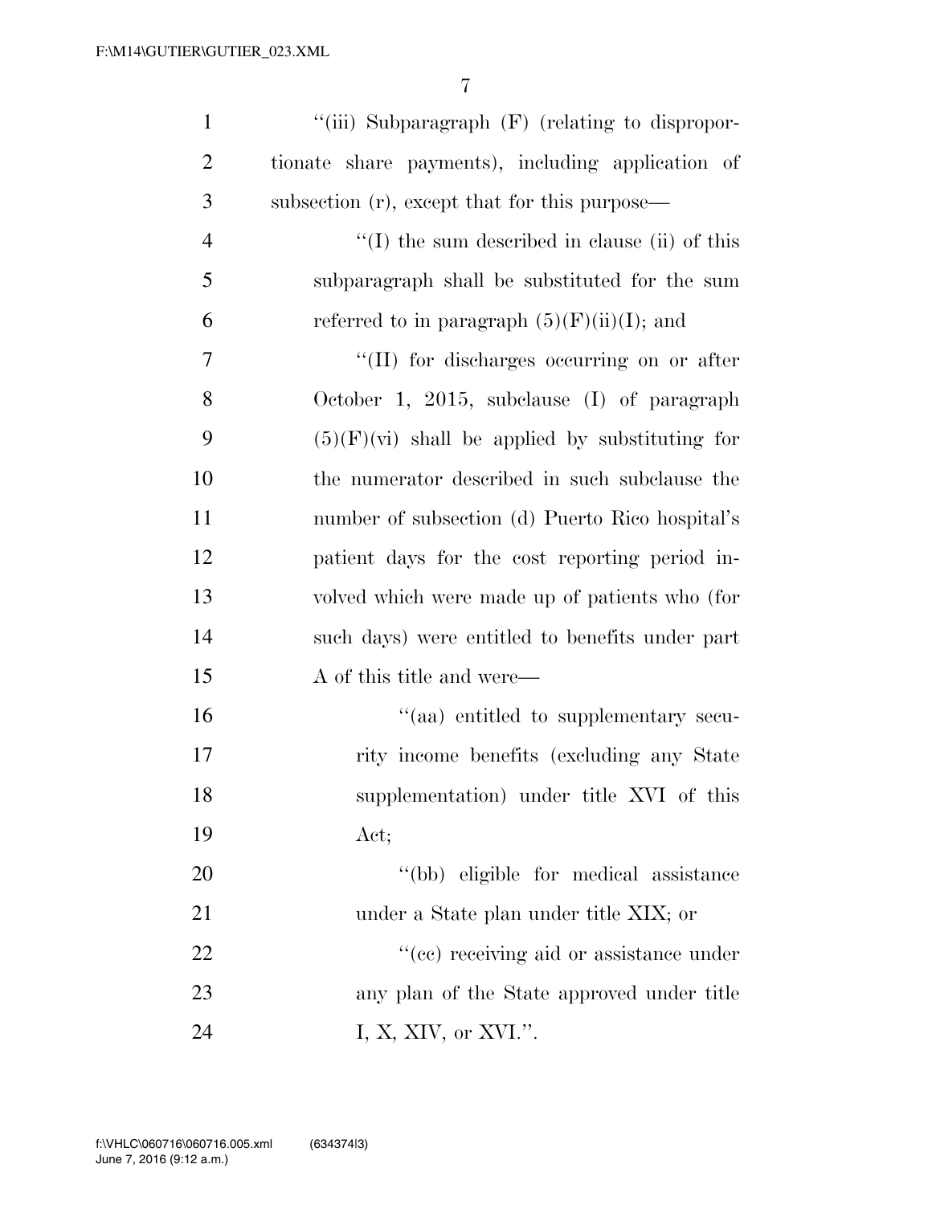"(iii) Subparagraph (F) (relating to disproportionate share payments), including application of subsection (r), except that for this purpose—

"(I) the sum described in clause (ii) of this subparagraph shall be substituted for the sum referred to in paragraph (5)(F)(ii)(I); and

"(II) for discharges occurring on or after October 1, 2015, subclause (I) of paragraph (5)(F)(vi) shall be applied by substituting for the numerator described in such subclause the number of subsection (d) Puerto Rico hospital's patient days for the cost reporting period involved which were made up of patients who (for such days) were entitled to benefits under part A of this title and were—

"(aa) entitled to supplementary security income benefits (excluding any State supplementation) under title XVI of this Act;

"(bb) eligible for medical assistance under a State plan under title XIX; or

"(cc) receiving aid or assistance under any plan of the State approved under title I, X, XIV, or XVI.".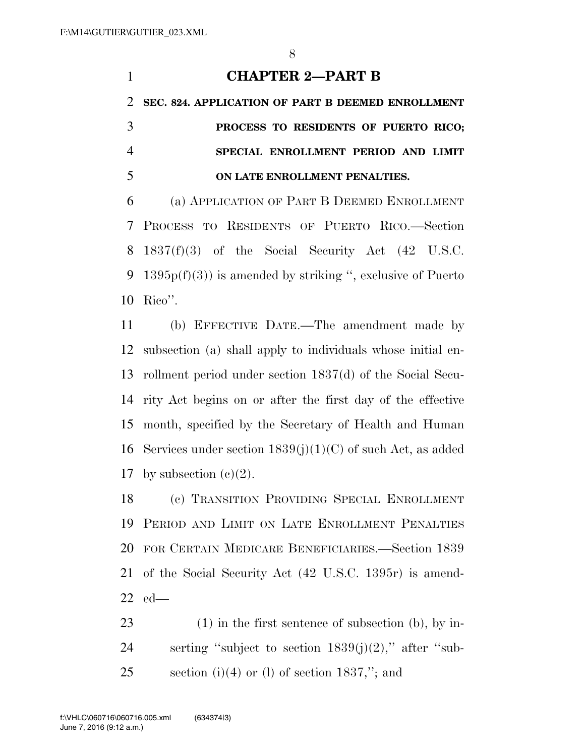## CHAPTER 2—PART B

### SEC. 824. APPLICATION OF PART B DEEMED ENROLLMENT PROCESS TO RESIDENTS OF PUERTO RICO; SPECIAL ENROLLMENT PERIOD AND LIMIT ON LATE ENROLLMENT PENALTIES.

(a) APPLICATION OF PART B DEEMED ENROLLMENT PROCESS TO RESIDENTS OF PUERTO RICO.—Section 1837(f)(3) of the Social Security Act (42 U.S.C. 1395p(f)(3)) is amended by striking '', exclusive of Puerto Rico''.

(b) EFFECTIVE DATE.—The amendment made by subsection (a) shall apply to individuals whose initial enrollment period under section 1837(d) of the Social Security Act begins on or after the first day of the effective month, specified by the Secretary of Health and Human Services under section 1839(j)(1)(C) of such Act, as added by subsection (c)(2).

(c) TRANSITION PROVIDING SPECIAL ENROLLMENT PERIOD AND LIMIT ON LATE ENROLLMENT PENALTIES FOR CERTAIN MEDICARE BENEFICIARIES.—Section 1839 of the Social Security Act (42 U.S.C. 1395r) is amended—

(1) in the first sentence of subsection (b), by inserting ''subject to section 1839(j)(2),'' after ''subsection (i)(4) or (l) of section 1837,''; and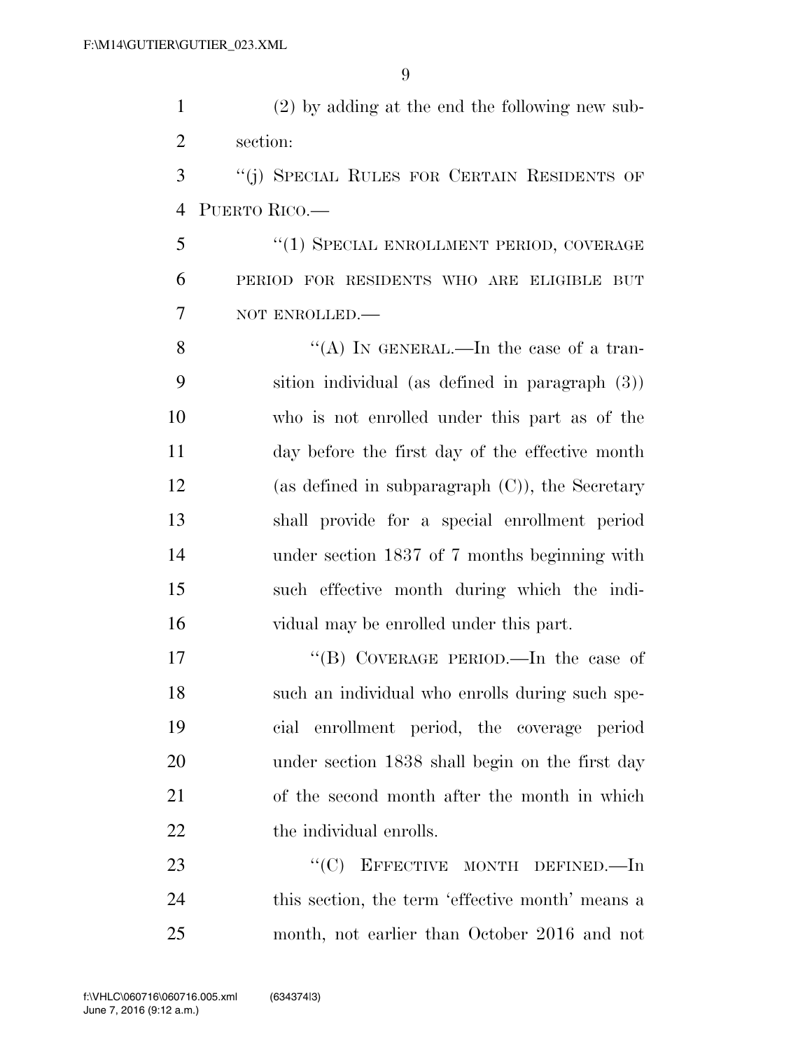(2) by adding at the end the following new subsection:

"(j) SPECIAL RULES FOR CERTAIN RESIDENTS OF PUERTO RICO.—

"(1) SPECIAL ENROLLMENT PERIOD, COVERAGE PERIOD FOR RESIDENTS WHO ARE ELIGIBLE BUT NOT ENROLLED.—

"(A) IN GENERAL.—In the case of a transition individual (as defined in paragraph (3)) who is not enrolled under this part as of the day before the first day of the effective month (as defined in subparagraph (C)), the Secretary shall provide for a special enrollment period under section 1837 of 7 months beginning with such effective month during which the individual may be enrolled under this part.

"(B) COVERAGE PERIOD.—In the case of such an individual who enrolls during such special enrollment period, the coverage period under section 1838 shall begin on the first day of the second month after the month in which the individual enrolls.

"(C) EFFECTIVE MONTH DEFINED.—In this section, the term 'effective month' means a month, not earlier than October 2016 and not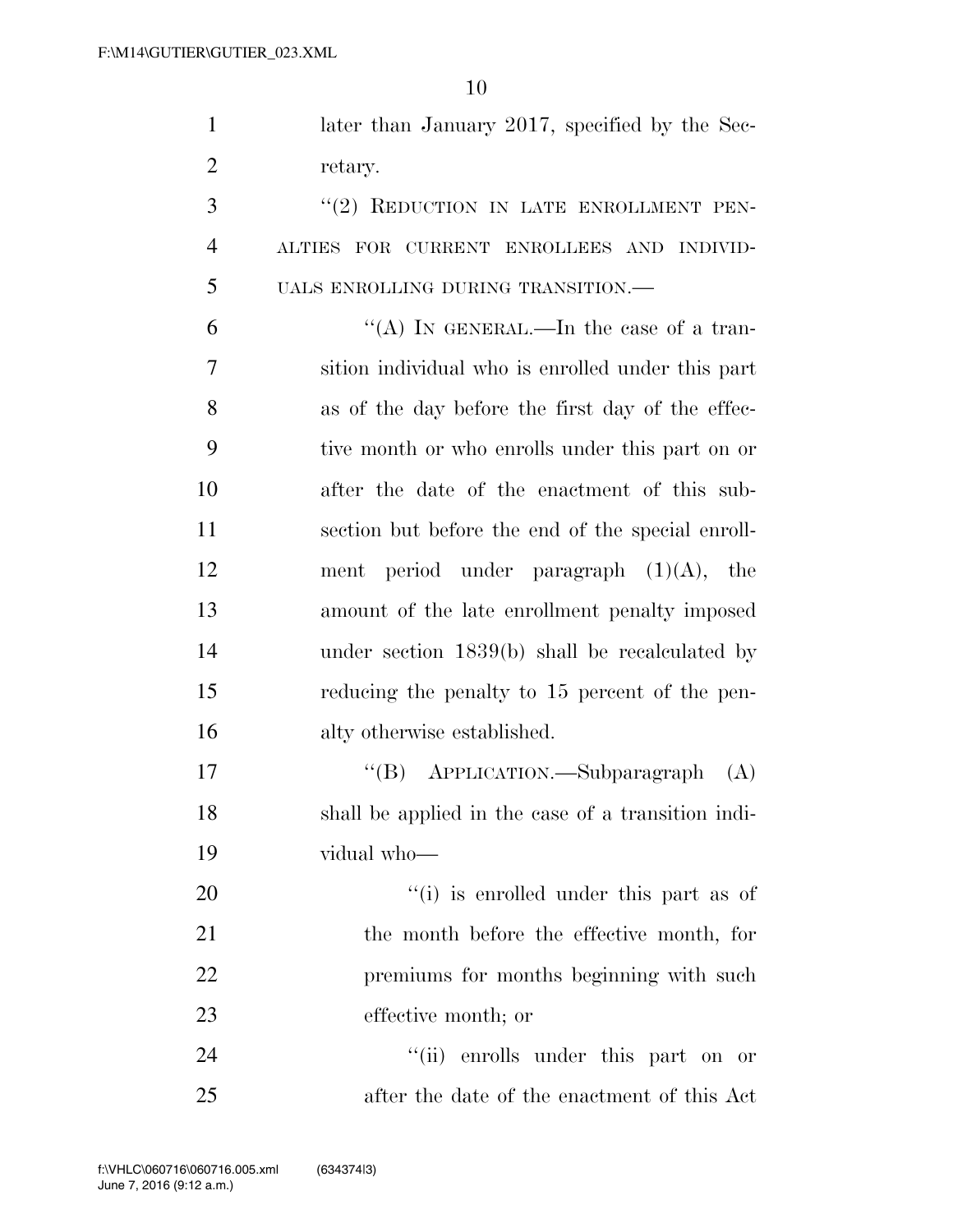later than January 2017, specified by the Secretary.

"(2) REDUCTION IN LATE ENROLLMENT PENALTIES FOR CURRENT ENROLLEES AND INDIVIDUALS ENROLLING DURING TRANSITION.—

"(A) IN GENERAL.—In the case of a transition individual who is enrolled under this part as of the day before the first day of the effective month or who enrolls under this part on or after the date of the enactment of this subsection but before the end of the special enrollment period under paragraph (1)(A), the amount of the late enrollment penalty imposed under section 1839(b) shall be recalculated by reducing the penalty to 15 percent of the penalty otherwise established.

"(B) APPLICATION.—Subparagraph (A) shall be applied in the case of a transition individual who—

"(i) is enrolled under this part as of the month before the effective month, for premiums for months beginning with such effective month; or

"(ii) enrolls under this part on or after the date of the enactment of this Act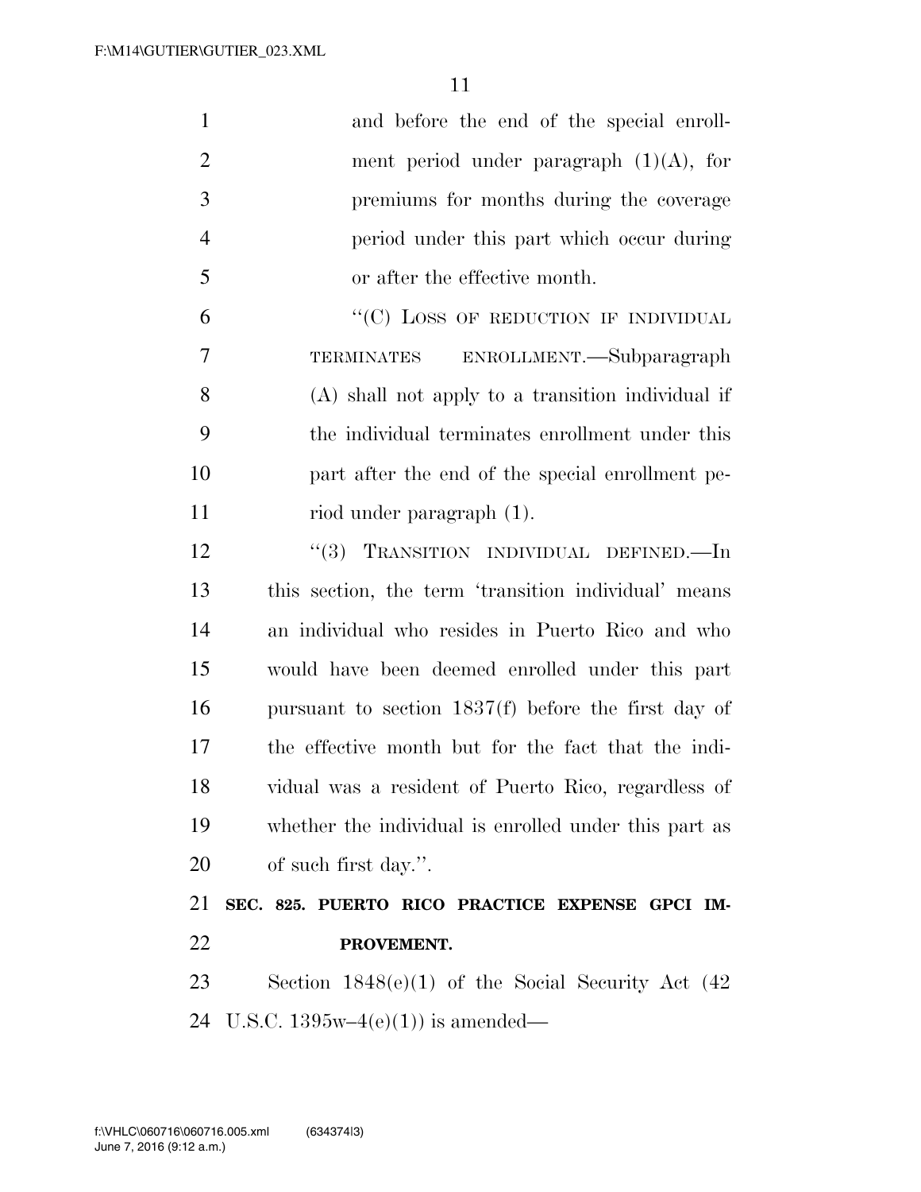and before the end of the special enrollment period under paragraph (1)(A), for premiums for months during the coverage period under this part which occur during or after the effective month.

"(C) LOSS OF REDUCTION IF INDIVIDUAL TERMINATES ENROLLMENT.—Subparagraph (A) shall not apply to a transition individual if the individual terminates enrollment under this part after the end of the special enrollment period under paragraph (1).

"(3) TRANSITION INDIVIDUAL DEFINED.—In this section, the term 'transition individual' means an individual who resides in Puerto Rico and who would have been deemed enrolled under this part pursuant to section 1837(f) before the first day of the effective month but for the fact that the individual was a resident of Puerto Rico, regardless of whether the individual is enrolled under this part as of such first day.".

**SEC. 825. PUERTO RICO PRACTICE EXPENSE GPCI IMPROVEMENT.**

Section 1848(e)(1) of the Social Security Act (42 U.S.C. 1395w–4(e)(1)) is amended—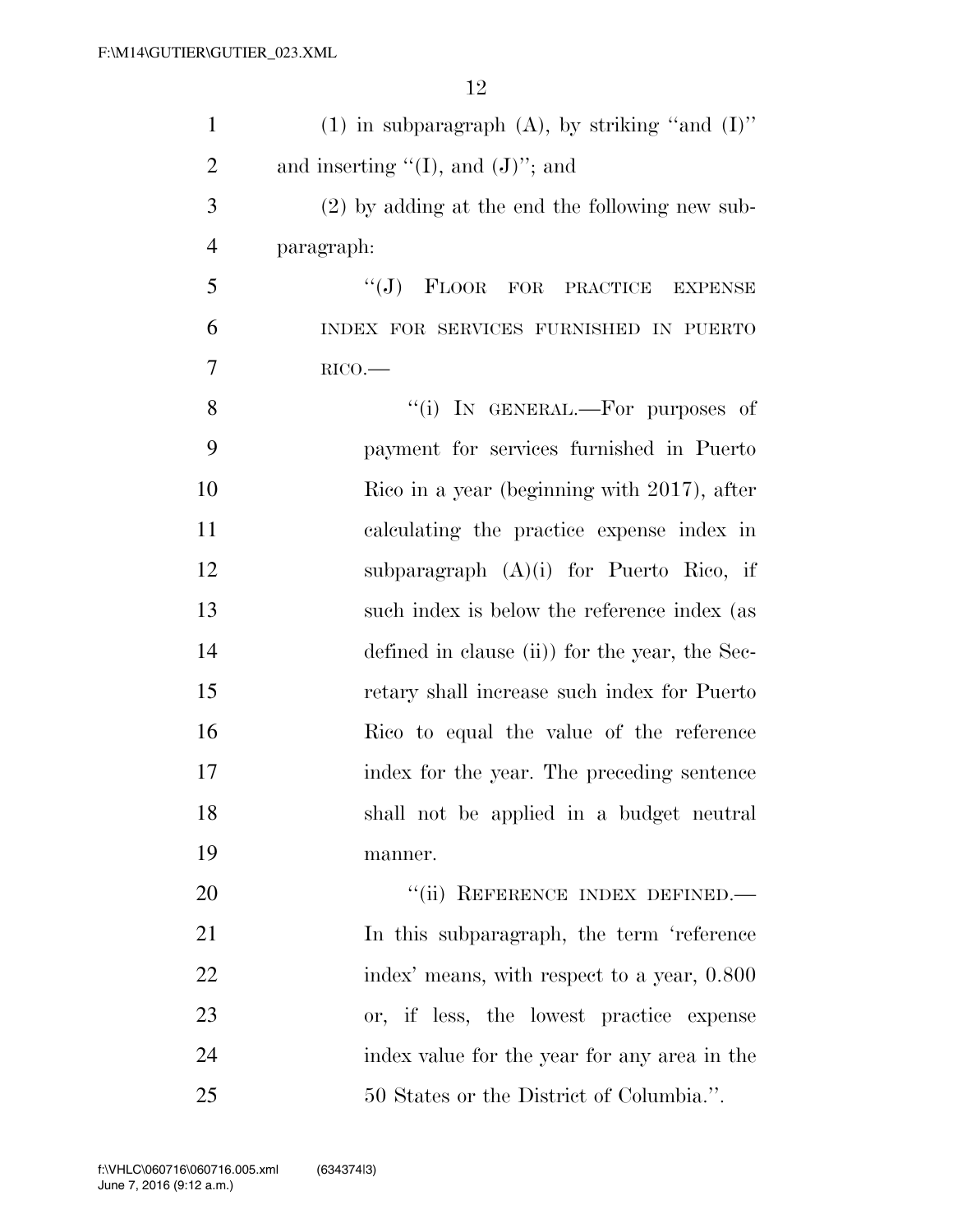(1) in subparagraph (A), by striking "and (I)" and inserting "(I), and (J)"; and

(2) by adding at the end the following new subparagraph:

"(J) FLOOR FOR PRACTICE EXPENSE INDEX FOR SERVICES FURNISHED IN PUERTO RICO.—

"(i) IN GENERAL.—For purposes of payment for services furnished in Puerto Rico in a year (beginning with 2017), after calculating the practice expense index in subparagraph (A)(i) for Puerto Rico, if such index is below the reference index (as defined in clause (ii)) for the year, the Secretary shall increase such index for Puerto Rico to equal the value of the reference index for the year. The preceding sentence shall not be applied in a budget neutral manner.

"(ii) REFERENCE INDEX DEFINED.—In this subparagraph, the term 'reference index' means, with respect to a year, 0.800 or, if less, the lowest practice expense index value for the year for any area in the 50 States or the District of Columbia.".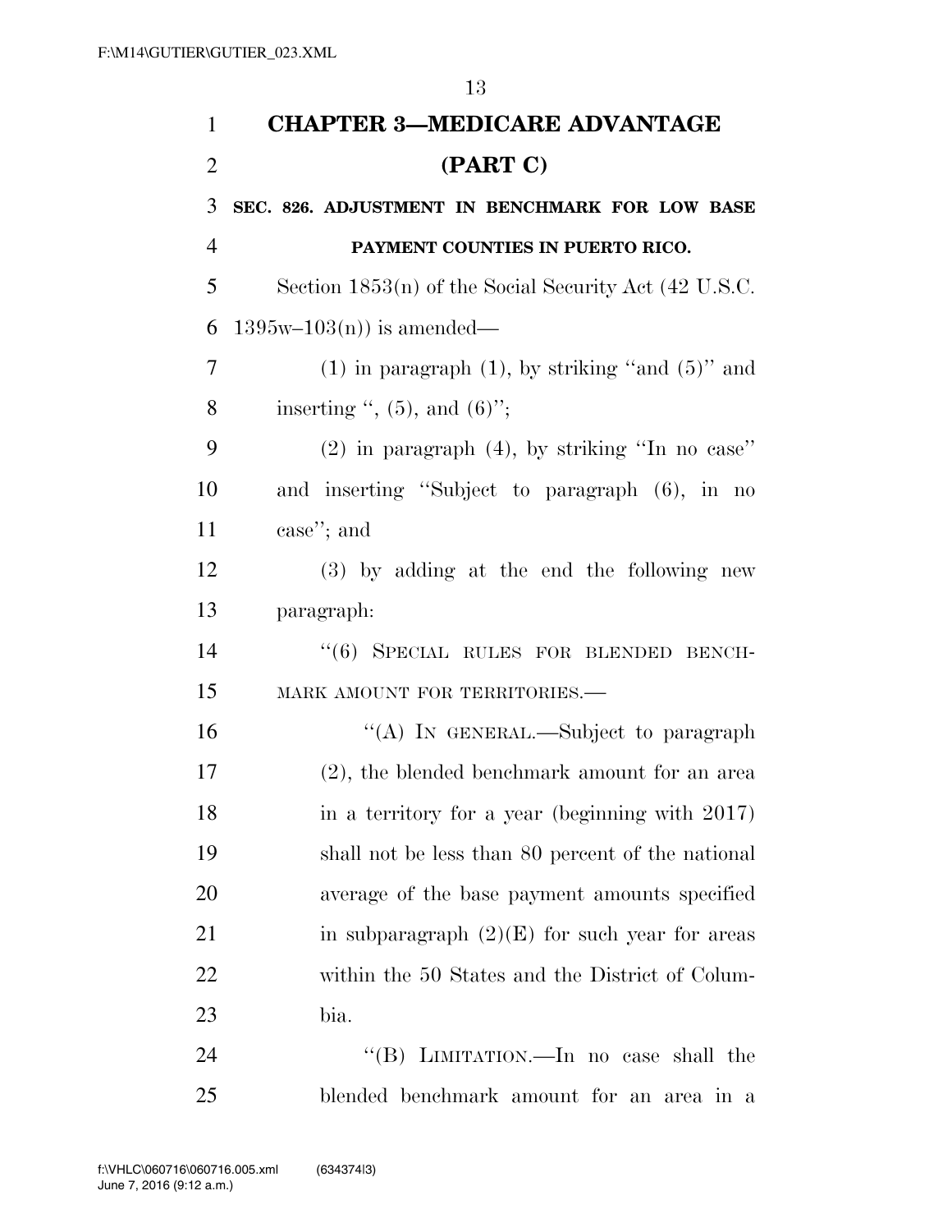## CHAPTER 3—MEDICARE ADVANTAGE (PART C)

### SEC. 826. ADJUSTMENT IN BENCHMARK FOR LOW BASE PAYMENT COUNTIES IN PUERTO RICO.

Section 1853(n) of the Social Security Act (42 U.S.C. 1395w–103(n)) is amended—

(1) in paragraph (1), by striking ''and (5)'' and inserting '', (5), and (6)'';

(2) in paragraph (4), by striking ''In no case'' and inserting ''Subject to paragraph (6), in no case''; and

(3) by adding at the end the following new paragraph:

''(6) SPECIAL RULES FOR BLENDED BENCHMARK AMOUNT FOR TERRITORIES.—

''(A) IN GENERAL.—Subject to paragraph (2), the blended benchmark amount for an area in a territory for a year (beginning with 2017) shall not be less than 80 percent of the national average of the base payment amounts specified in subparagraph (2)(E) for such year for areas within the 50 States and the District of Columbia.

''(B) LIMITATION.—In no case shall the blended benchmark amount for an area in a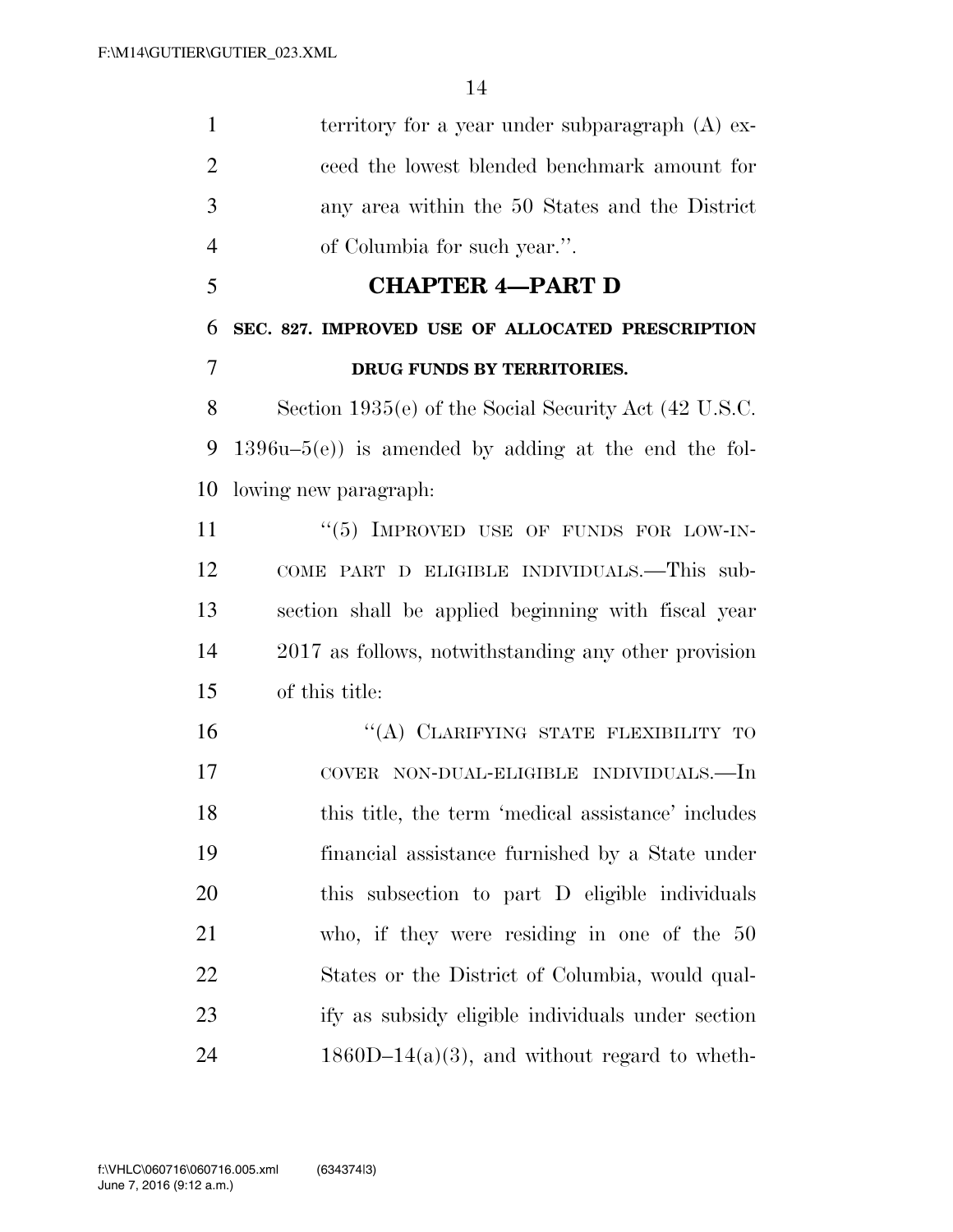territory for a year under subparagraph (A) exceed the lowest blended benchmark amount for any area within the 50 States and the District of Columbia for such year.''.

## CHAPTER 4—PART D

### SEC. 827. IMPROVED USE OF ALLOCATED PRESCRIPTION DRUG FUNDS BY TERRITORIES.

Section 1935(e) of the Social Security Act (42 U.S.C. 1396u–5(e)) is amended by adding at the end the following new paragraph:

> ''(5) IMPROVED USE OF FUNDS FOR LOW-INCOME PART D ELIGIBLE INDIVIDUALS.—This subsection shall be applied beginning with fiscal year 2017 as follows, notwithstanding any other provision of this title:
>
> > ''(A) CLARIFYING STATE FLEXIBILITY TO COVER NON-DUAL-ELIGIBLE INDIVIDUALS.—In this title, the term 'medical assistance' includes financial assistance furnished by a State under this subsection to part D eligible individuals who, if they were residing in one of the 50 States or the District of Columbia, would qualify as subsidy eligible individuals under section 1860D–14(a)(3), and without regard to wheth-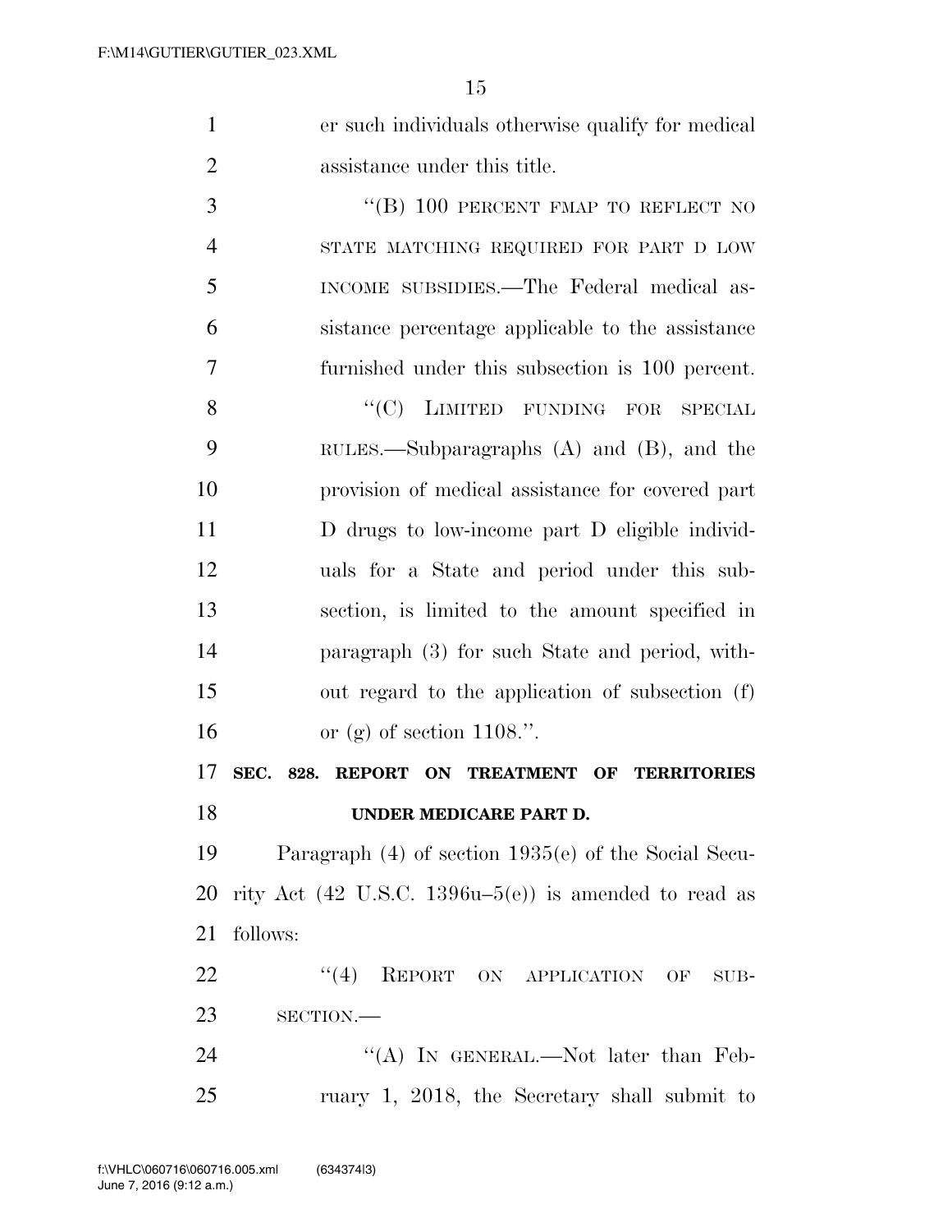er such individuals otherwise qualify for medical assistance under this title.

"(B) 100 PERCENT FMAP TO REFLECT NO STATE MATCHING REQUIRED FOR PART D LOW INCOME SUBSIDIES.—The Federal medical assistance percentage applicable to the assistance furnished under this subsection is 100 percent.

"(C) LIMITED FUNDING FOR SPECIAL RULES.—Subparagraphs (A) and (B), and the provision of medical assistance for covered part D drugs to low-income part D eligible individuals for a State and period under this subsection, is limited to the amount specified in paragraph (3) for such State and period, without regard to the application of subsection (f) or (g) of section 1108.".

**SEC. 828. REPORT ON TREATMENT OF TERRITORIES UNDER MEDICARE PART D.**

Paragraph (4) of section 1935(e) of the Social Security Act (42 U.S.C. 1396u–5(e)) is amended to read as follows:

"(4) REPORT ON APPLICATION OF SUBSECTION.—

"(A) IN GENERAL.—Not later than February 1, 2018, the Secretary shall submit to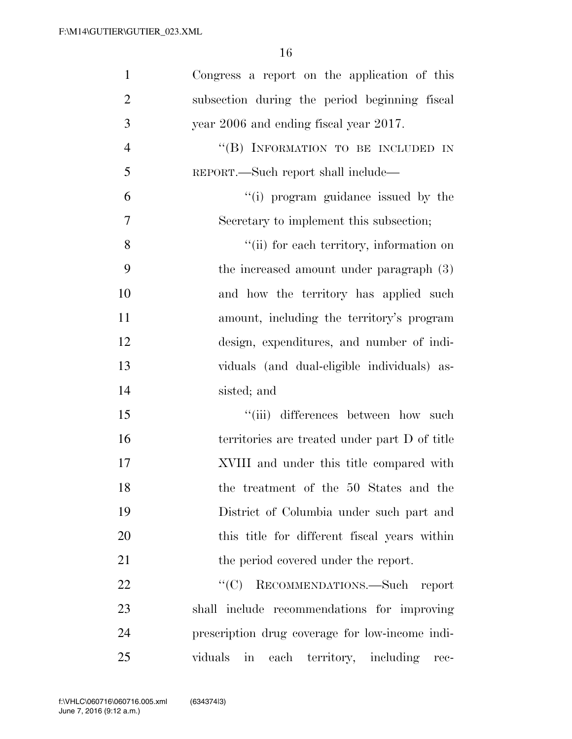Congress a report on the application of this subsection during the period beginning fiscal year 2006 and ending fiscal year 2017.

"(B) INFORMATION TO BE INCLUDED IN REPORT.—Such report shall include—

"(i) program guidance issued by the Secretary to implement this subsection;

"(ii) for each territory, information on the increased amount under paragraph (3) and how the territory has applied such amount, including the territory's program design, expenditures, and number of individuals (and dual-eligible individuals) assisted; and

"(iii) differences between how such territories are treated under part D of title XVIII and under this title compared with the treatment of the 50 States and the District of Columbia under such part and this title for different fiscal years within the period covered under the report.

"(C) RECOMMENDATIONS.—Such report shall include recommendations for improving prescription drug coverage for low-income individuals in each territory, including rec-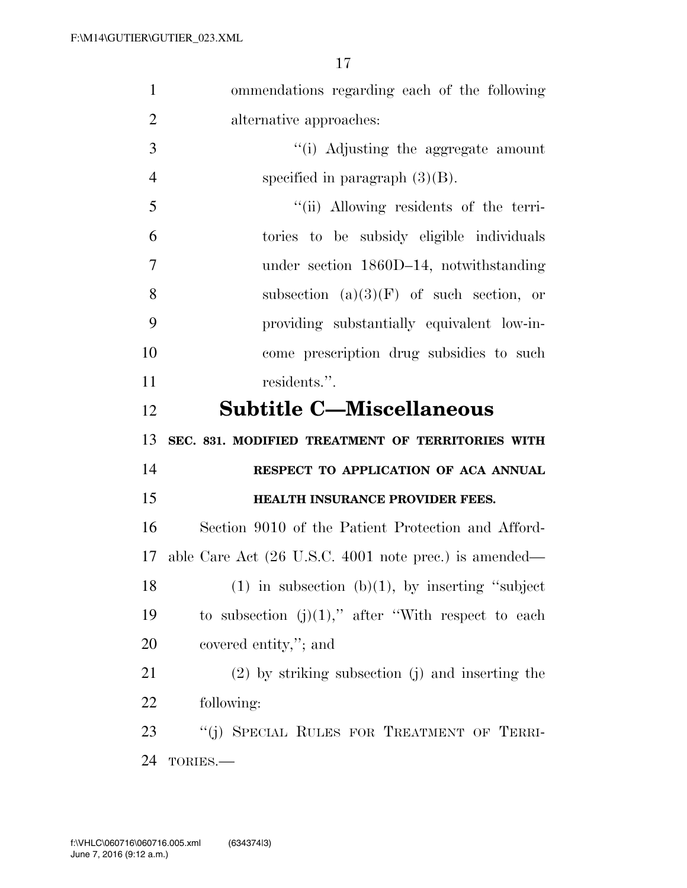ommendations regarding each of the following alternative approaches:

"(i) Adjusting the aggregate amount specified in paragraph (3)(B).

"(ii) Allowing residents of the territories to be subsidy eligible individuals under section 1860D–14, notwithstanding subsection (a)(3)(F) of such section, or providing substantially equivalent low-income prescription drug subsidies to such residents.".

## Subtitle C—Miscellaneous

### SEC. 831. MODIFIED TREATMENT OF TERRITORIES WITH RESPECT TO APPLICATION OF ACA ANNUAL HEALTH INSURANCE PROVIDER FEES.

Section 9010 of the Patient Protection and Affordable Care Act (26 U.S.C. 4001 note prec.) is amended—

(1) in subsection (b)(1), by inserting "subject to subsection (j)(1)," after "With respect to each covered entity,"; and

(2) by striking subsection (j) and inserting the following:

"(j) SPECIAL RULES FOR TREATMENT OF TERRITORIES.—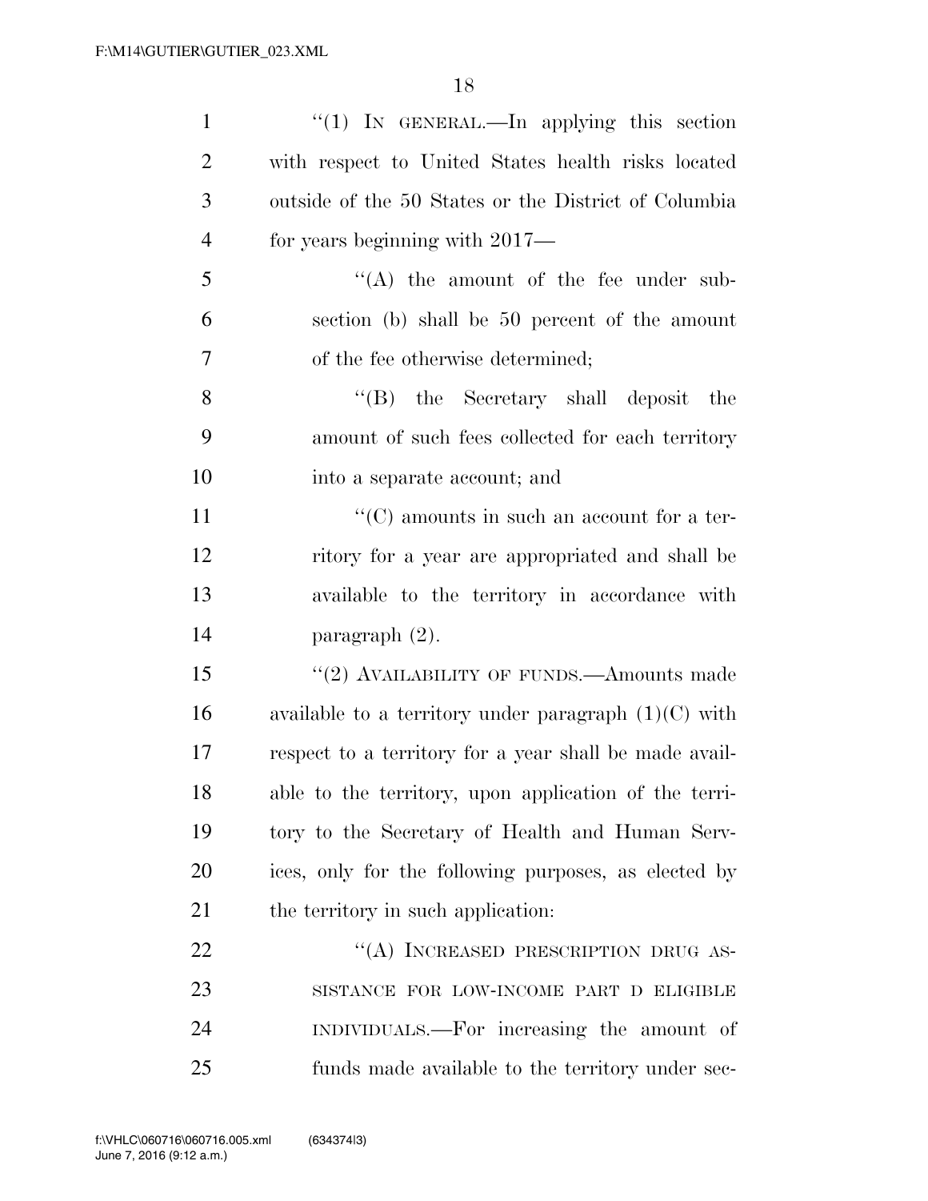"(1) IN GENERAL.—In applying this section with respect to United States health risks located outside of the 50 States or the District of Columbia for years beginning with 2017—

"(A) the amount of the fee under subsection (b) shall be 50 percent of the amount of the fee otherwise determined;

"(B) the Secretary shall deposit the amount of such fees collected for each territory into a separate account; and

"(C) amounts in such an account for a territory for a year are appropriated and shall be available to the territory in accordance with paragraph (2).

"(2) AVAILABILITY OF FUNDS.—Amounts made available to a territory under paragraph (1)(C) with respect to a territory for a year shall be made available to the territory, upon application of the territory to the Secretary of Health and Human Services, only for the following purposes, as elected by the territory in such application:

"(A) INCREASED PRESCRIPTION DRUG ASSISTANCE FOR LOW-INCOME PART D ELIGIBLE INDIVIDUALS.—For increasing the amount of funds made available to the territory under sec-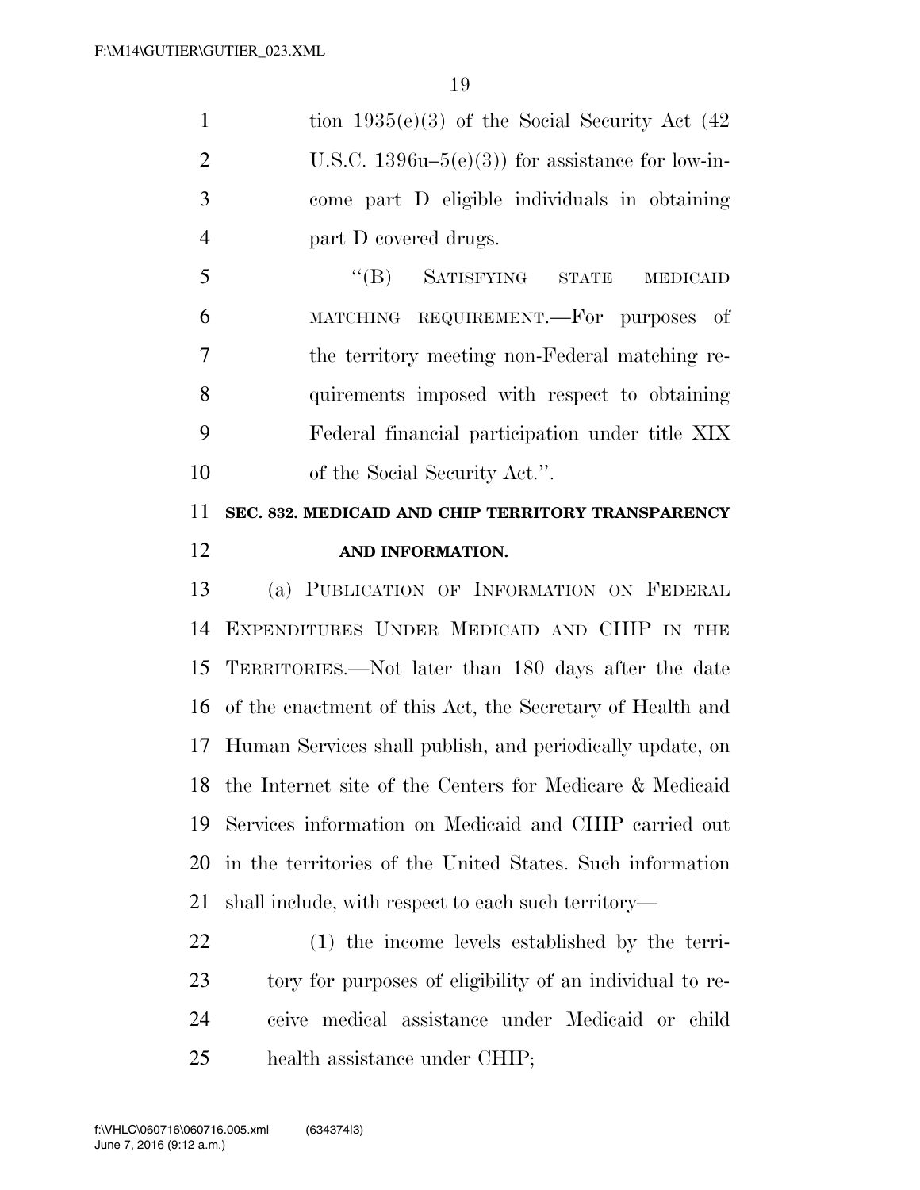tion 1935(e)(3) of the Social Security Act (42 U.S.C. 1396u–5(e)(3)) for assistance for low-income part D eligible individuals in obtaining part D covered drugs.

"(B) SATISFYING STATE MEDICAID MATCHING REQUIREMENT.—For purposes of the territory meeting non-Federal matching requirements imposed with respect to obtaining Federal financial participation under title XIX of the Social Security Act.".

**SEC. 832. MEDICAID AND CHIP TERRITORY TRANSPARENCY AND INFORMATION.**

(a) PUBLICATION OF INFORMATION ON FEDERAL EXPENDITURES UNDER MEDICAID AND CHIP IN THE TERRITORIES.—Not later than 180 days after the date of the enactment of this Act, the Secretary of Health and Human Services shall publish, and periodically update, on the Internet site of the Centers for Medicare & Medicaid Services information on Medicaid and CHIP carried out in the territories of the United States. Such information shall include, with respect to each such territory—

(1) the income levels established by the territory for purposes of eligibility of an individual to receive medical assistance under Medicaid or child health assistance under CHIP;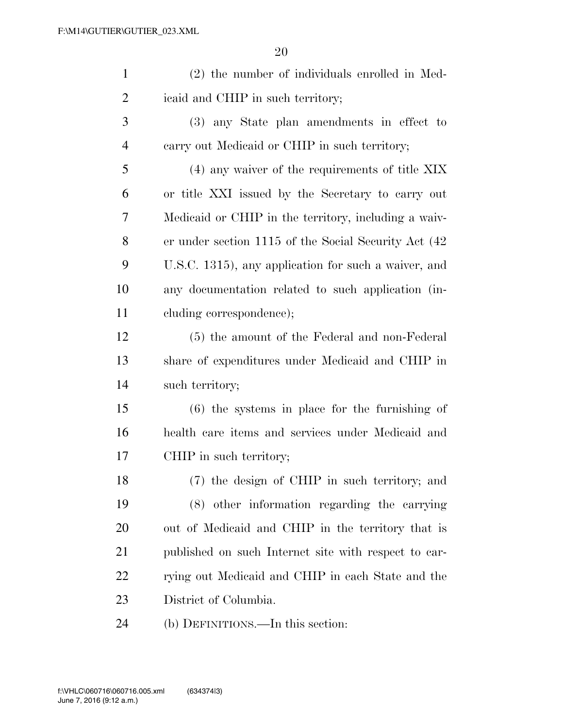(2) the number of individuals enrolled in Medicaid and CHIP in such territory;

(3) any State plan amendments in effect to carry out Medicaid or CHIP in such territory;

(4) any waiver of the requirements of title XIX or title XXI issued by the Secretary to carry out Medicaid or CHIP in the territory, including a waiver under section 1115 of the Social Security Act (42 U.S.C. 1315), any application for such a waiver, and any documentation related to such application (including correspondence);

(5) the amount of the Federal and non-Federal share of expenditures under Medicaid and CHIP in such territory;

(6) the systems in place for the furnishing of health care items and services under Medicaid and CHIP in such territory;

(7) the design of CHIP in such territory; and

(8) other information regarding the carrying out of Medicaid and CHIP in the territory that is published on such Internet site with respect to carrying out Medicaid and CHIP in each State and the District of Columbia.

(b) DEFINITIONS.—In this section: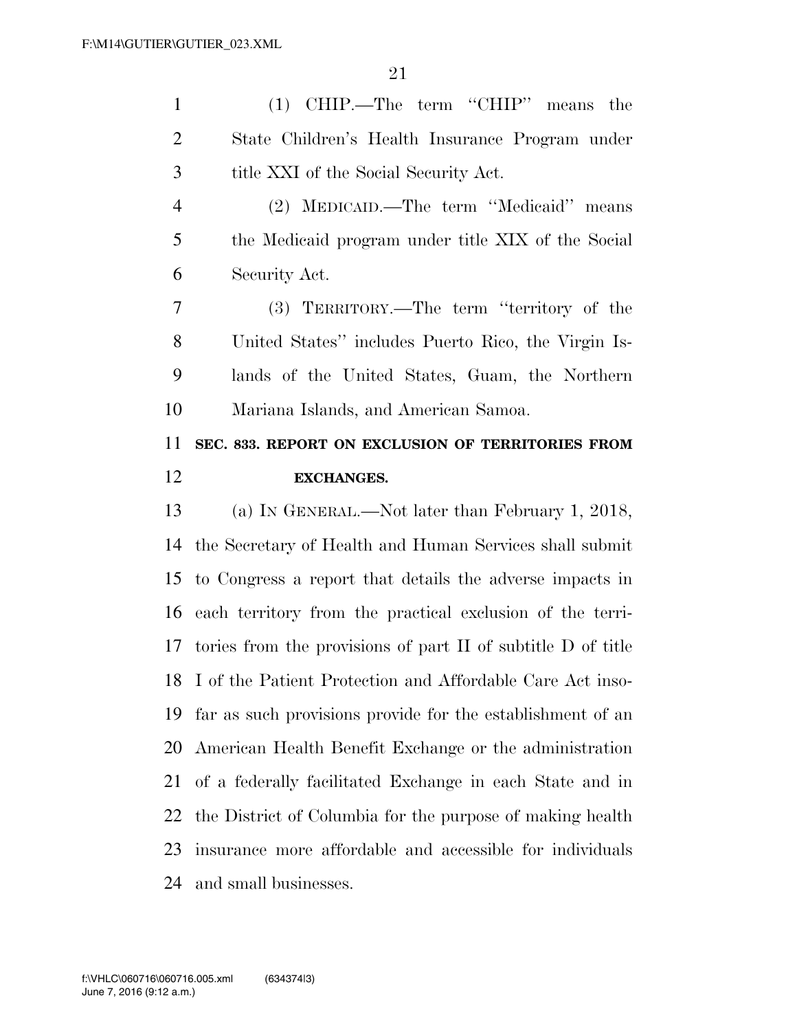(1) CHIP.—The term ''CHIP'' means the State Children's Health Insurance Program under title XXI of the Social Security Act.

(2) MEDICAID.—The term ''Medicaid'' means the Medicaid program under title XIX of the Social Security Act.

(3) TERRITORY.—The term ''territory of the United States'' includes Puerto Rico, the Virgin Islands of the United States, Guam, the Northern Mariana Islands, and American Samoa.

**SEC. 833. REPORT ON EXCLUSION OF TERRITORIES FROM EXCHANGES.**

(a) IN GENERAL.—Not later than February 1, 2018, the Secretary of Health and Human Services shall submit to Congress a report that details the adverse impacts in each territory from the practical exclusion of the territories from the provisions of part II of subtitle D of title I of the Patient Protection and Affordable Care Act insofar as such provisions provide for the establishment of an American Health Benefit Exchange or the administration of a federally facilitated Exchange in each State and in the District of Columbia for the purpose of making health insurance more affordable and accessible for individuals and small businesses.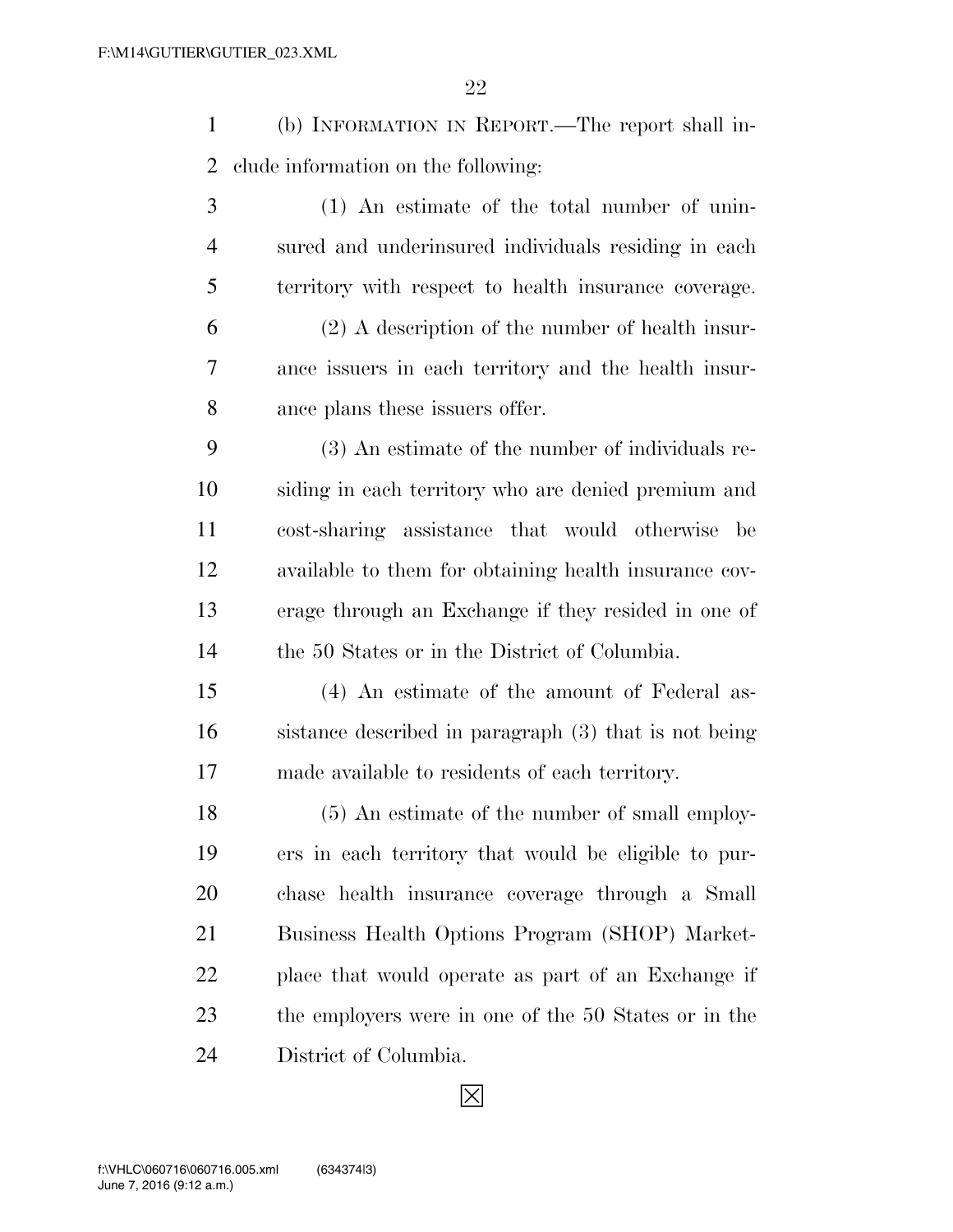(b) INFORMATION IN REPORT.—The report shall include information on the following:

(1) An estimate of the total number of uninsured and underinsured individuals residing in each territory with respect to health insurance coverage.

(2) A description of the number of health insurance issuers in each territory and the health insurance plans these issuers offer.

(3) An estimate of the number of individuals residing in each territory who are denied premium and cost-sharing assistance that would otherwise be available to them for obtaining health insurance coverage through an Exchange if they resided in one of the 50 States or in the District of Columbia.

(4) An estimate of the amount of Federal assistance described in paragraph (3) that is not being made available to residents of each territory.

(5) An estimate of the number of small employers in each territory that would be eligible to purchase health insurance coverage through a Small Business Health Options Program (SHOP) Marketplace that would operate as part of an Exchange if the employers were in one of the 50 States or in the District of Columbia.